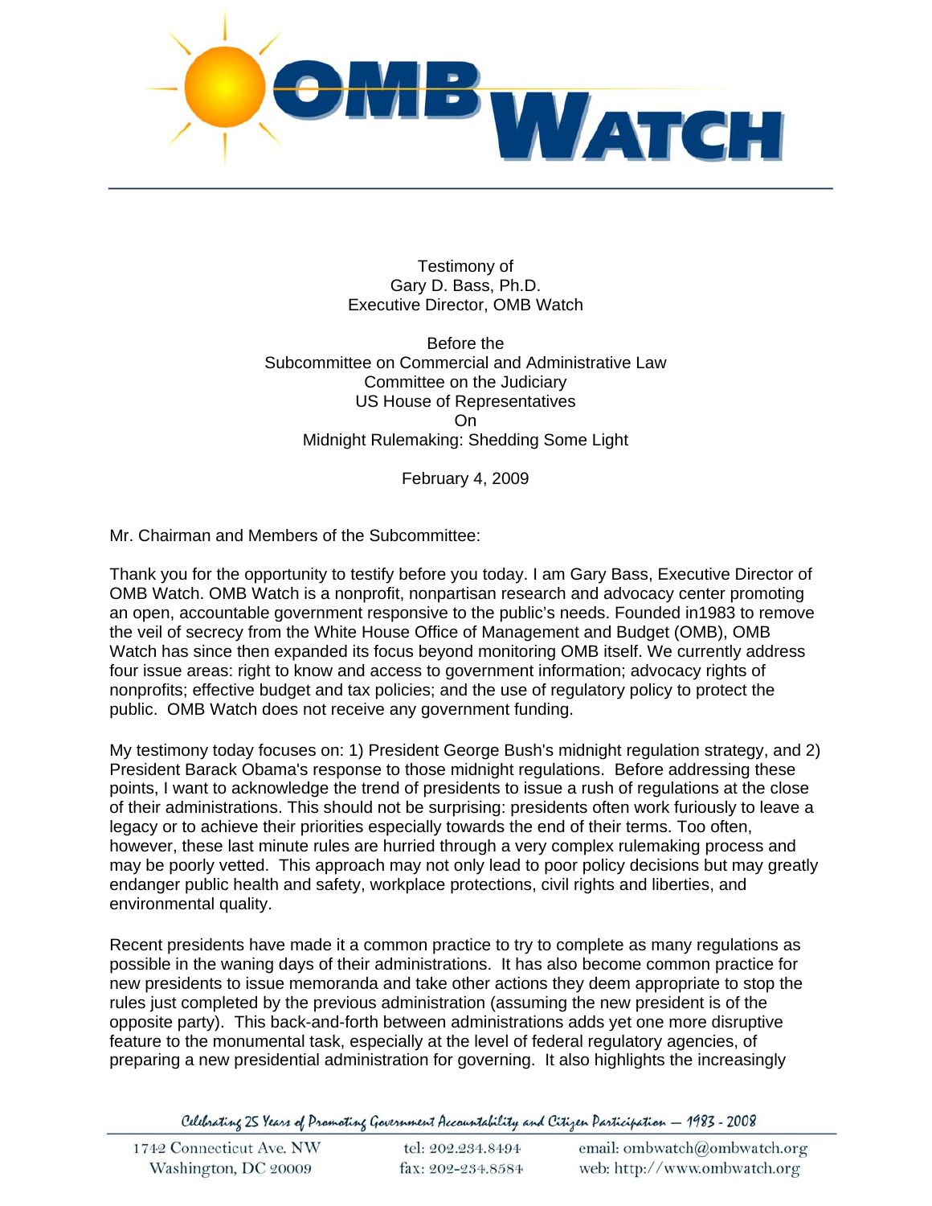# OMB WATCH

Testimony of
Gary D. Bass, Ph.D.
Executive Director, OMB Watch

Before the
Subcommittee on Commercial and Administrative Law
Committee on the Judiciary
US House of Representatives
On
Midnight Rulemaking: Shedding Some Light

February 4, 2009

Mr. Chairman and Members of the Subcommittee:

Thank you for the opportunity to testify before you today. I am Gary Bass, Executive Director of OMB Watch. OMB Watch is a nonprofit, nonpartisan research and advocacy center promoting an open, accountable government responsive to the public's needs. Founded in1983 to remove the veil of secrecy from the White House Office of Management and Budget (OMB), OMB Watch has since then expanded its focus beyond monitoring OMB itself. We currently address four issue areas: right to know and access to government information; advocacy rights of nonprofits; effective budget and tax policies; and the use of regulatory policy to protect the public. OMB Watch does not receive any government funding.

My testimony today focuses on: 1) President George Bush's midnight regulation strategy, and 2) President Barack Obama's response to those midnight regulations. Before addressing these points, I want to acknowledge the trend of presidents to issue a rush of regulations at the close of their administrations. This should not be surprising: presidents often work furiously to leave a legacy or to achieve their priorities especially towards the end of their terms. Too often, however, these last minute rules are hurried through a very complex rulemaking process and may be poorly vetted. This approach may not only lead to poor policy decisions but may greatly endanger public health and safety, workplace protections, civil rights and liberties, and environmental quality.

Recent presidents have made it a common practice to try to complete as many regulations as possible in the waning days of their administrations. It has also become common practice for new presidents to issue memoranda and take other actions they deem appropriate to stop the rules just completed by the previous administration (assuming the new president is of the opposite party). This back-and-forth between administrations adds yet one more disruptive feature to the monumental task, especially at the level of federal regulatory agencies, of preparing a new presidential administration for governing. It also highlights the increasingly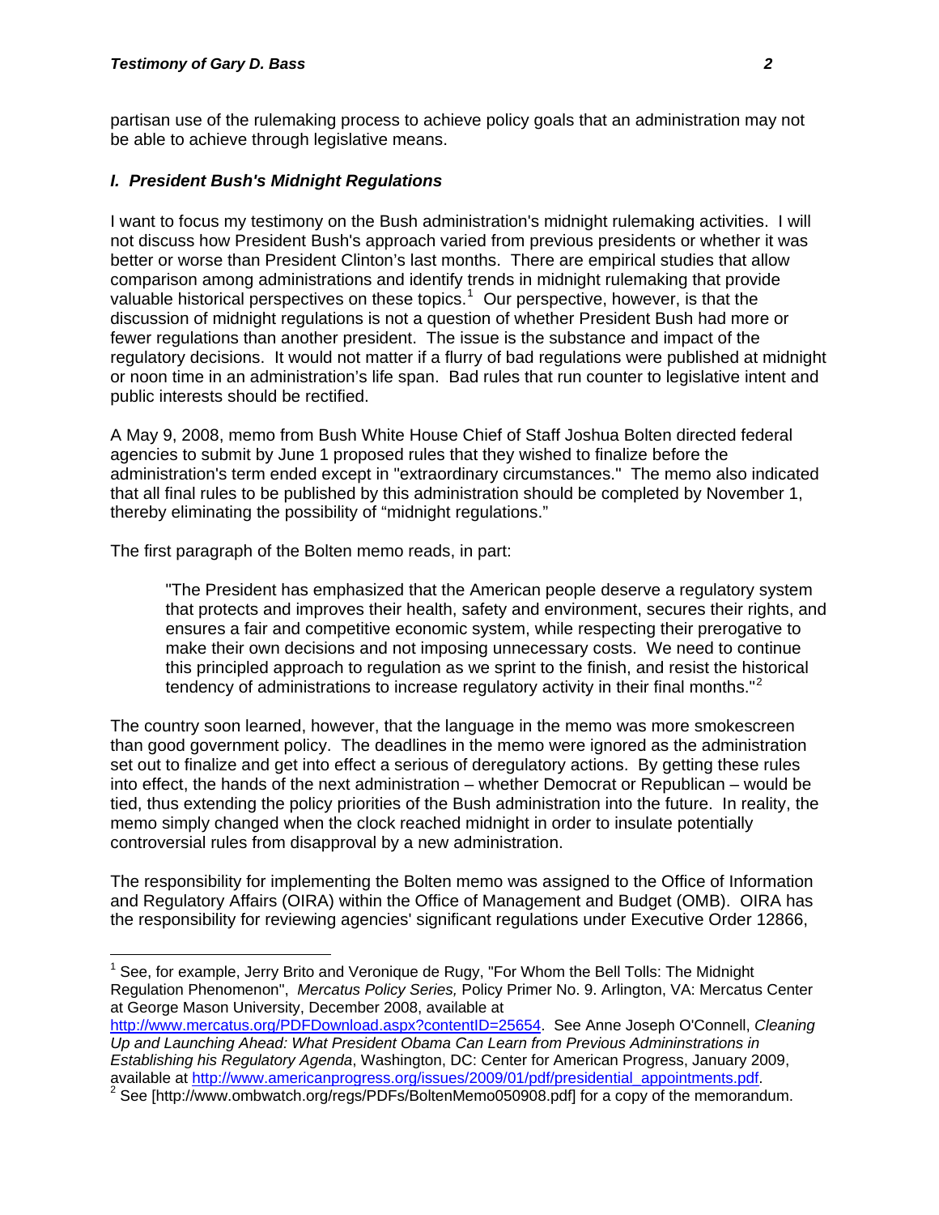partisan use of the rulemaking process to achieve policy goals that an administration may not be able to achieve through legislative means.

### *I. President Bush's Midnight Regulations*

I want to focus my testimony on the Bush administration's midnight rulemaking activities. I will not discuss how President Bush's approach varied from previous presidents or whether it was better or worse than President Clinton's last months. There are empirical studies that allow comparison among administrations and identify trends in midnight rulemaking that provide valuable historical perspectives on these topics.[1] Our perspective, however, is that the discussion of midnight regulations is not a question of whether President Bush had more or fewer regulations than another president. The issue is the substance and impact of the regulatory decisions. It would not matter if a flurry of bad regulations were published at midnight or noon time in an administration's life span. Bad rules that run counter to legislative intent and public interests should be rectified.

A May 9, 2008, memo from Bush White House Chief of Staff Joshua Bolten directed federal agencies to submit by June 1 proposed rules that they wished to finalize before the administration's term ended except in "extraordinary circumstances." The memo also indicated that all final rules to be published by this administration should be completed by November 1, thereby eliminating the possibility of "midnight regulations."

The first paragraph of the Bolten memo reads, in part:

> "The President has emphasized that the American people deserve a regulatory system that protects and improves their health, safety and environment, secures their rights, and ensures a fair and competitive economic system, while respecting their prerogative to make their own decisions and not imposing unnecessary costs. We need to continue this principled approach to regulation as we sprint to the finish, and resist the historical tendency of administrations to increase regulatory activity in their final months."[2]

The country soon learned, however, that the language in the memo was more smokescreen than good government policy. The deadlines in the memo were ignored as the administration set out to finalize and get into effect a serious of deregulatory actions. By getting these rules into effect, the hands of the next administration – whether Democrat or Republican – would be tied, thus extending the policy priorities of the Bush administration into the future. In reality, the memo simply changed when the clock reached midnight in order to insulate potentially controversial rules from disapproval by a new administration.

The responsibility for implementing the Bolten memo was assigned to the Office of Information and Regulatory Affairs (OIRA) within the Office of Management and Budget (OMB). OIRA has the responsibility for reviewing agencies' significant regulations under Executive Order 12866,

---

[1] See, for example, Jerry Brito and Veronique de Rugy, "For Whom the Bell Tolls: The Midnight Regulation Phenomenon", *Mercatus Policy Series,* Policy Primer No. 9. Arlington, VA: Mercatus Center at George Mason University, December 2008, available at http://www.mercatus.org/PDFDownload.aspx?contentID=25654. See Anne Joseph O'Connell, *Cleaning Up and Launching Ahead: What President Obama Can Learn from Previous Admininstrations in Establishing his Regulatory Agenda*, Washington, DC: Center for American Progress, January 2009, available at http://www.americanprogress.org/issues/2009/01/pdf/presidential_appointments.pdf.

[2] See [http://www.ombwatch.org/regs/PDFs/BoltenMemo050908.pdf] for a copy of the memorandum.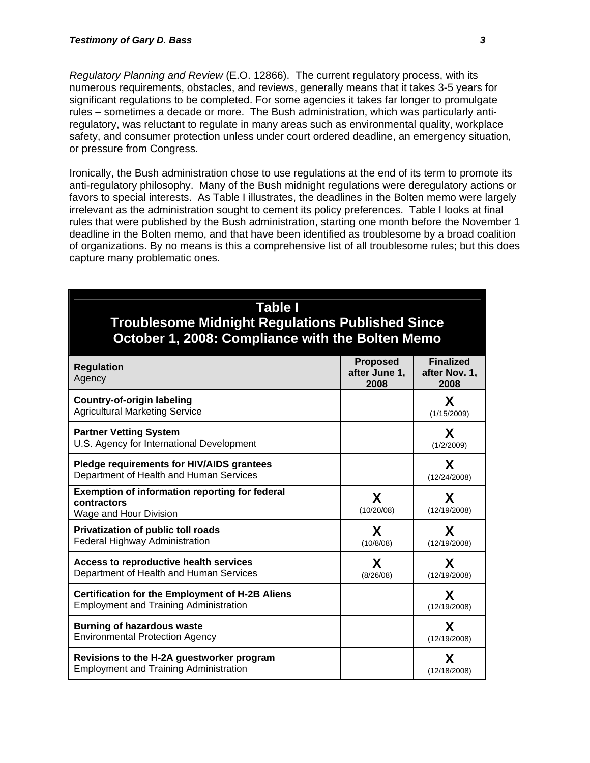*Regulatory Planning and Review* (E.O. 12866). The current regulatory process, with its numerous requirements, obstacles, and reviews, generally means that it takes 3-5 years for significant regulations to be completed. For some agencies it takes far longer to promulgate rules – sometimes a decade or more. The Bush administration, which was particularly anti-regulatory, was reluctant to regulate in many areas such as environmental quality, workplace safety, and consumer protection unless under court ordered deadline, an emergency situation, or pressure from Congress.

Ironically, the Bush administration chose to use regulations at the end of its term to promote its anti-regulatory philosophy. Many of the Bush midnight regulations were deregulatory actions or favors to special interests. As Table I illustrates, the deadlines in the Bolten memo were largely irrelevant as the administration sought to cement its policy preferences. Table I looks at final rules that were published by the Bush administration, starting one month before the November 1 deadline in the Bolten memo, and that have been identified as troublesome by a broad coalition of organizations. By no means is this a comprehensive list of all troublesome rules; but this does capture many problematic ones.

**Table I**
**Troublesome Midnight Regulations Published Since October 1, 2008: Compliance with the Bolten Memo**

| **Regulation** Agency | **Proposed after June 1, 2008** | **Finalized after Nov. 1, 2008** |
|---|---|---|
| **Country-of-origin labeling** Agricultural Marketing Service | | **X** (1/15/2009) |
| **Partner Vetting System** U.S. Agency for International Development | | **X** (1/2/2009) |
| **Pledge requirements for HIV/AIDS grantees** Department of Health and Human Services | | **X** (12/24/2008) |
| **Exemption of information reporting for federal contractors** Wage and Hour Division | **X** (10/20/08) | **X** (12/19/2008) |
| **Privatization of public toll roads** Federal Highway Administration | **X** (10/8/08) | **X** (12/19/2008) |
| **Access to reproductive health services** Department of Health and Human Services | **X** (8/26/08) | **X** (12/19/2008) |
| **Certification for the Employment of H-2B Aliens** Employment and Training Administration | | **X** (12/19/2008) |
| **Burning of hazardous waste** Environmental Protection Agency | | **X** (12/19/2008) |
| **Revisions to the H-2A guestworker program** Employment and Training Administration | | **X** (12/18/2008) |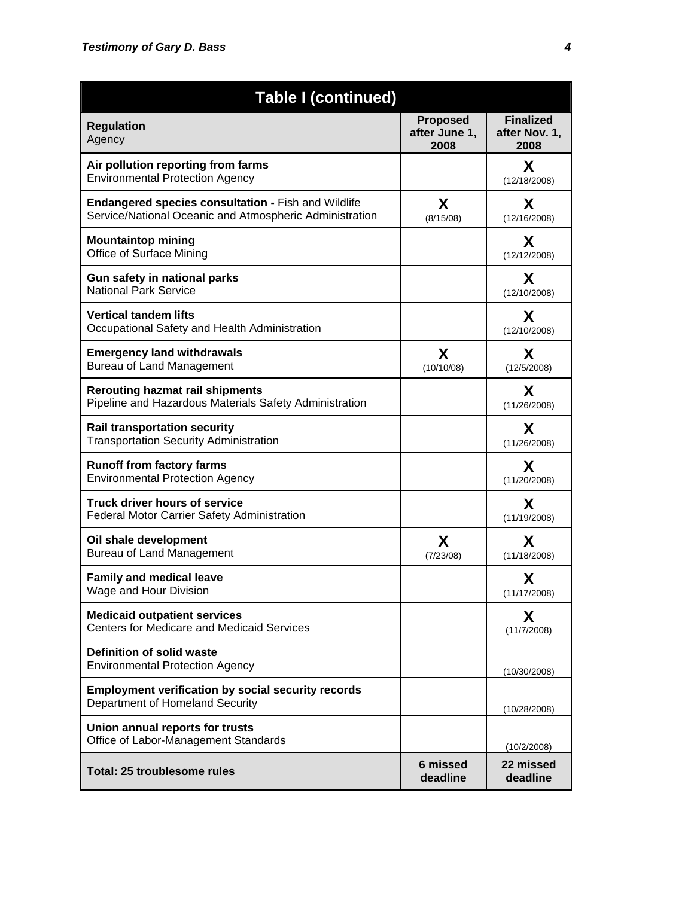| **Table I (continued)** | | |
|---|---|---|
| **Regulation**<br>Agency | **Proposed after June 1, 2008** | **Finalized after Nov. 1, 2008** |
| **Air pollution reporting from farms**<br>Environmental Protection Agency | | **X**<br>(12/18/2008) |
| **Endangered species consultation -** Fish and Wildlife Service/National Oceanic and Atmospheric Administration | **X**<br>(8/15/08) | **X**<br>(12/16/2008) |
| **Mountaintop mining**<br>Office of Surface Mining | | **X**<br>(12/12/2008) |
| **Gun safety in national parks**<br>National Park Service | | **X**<br>(12/10/2008) |
| **Vertical tandem lifts**<br>Occupational Safety and Health Administration | | **X**<br>(12/10/2008) |
| **Emergency land withdrawals**<br>Bureau of Land Management | **X**<br>(10/10/08) | **X**<br>(12/5/2008) |
| **Rerouting hazmat rail shipments**<br>Pipeline and Hazardous Materials Safety Administration | | **X**<br>(11/26/2008) |
| **Rail transportation security**<br>Transportation Security Administration | | **X**<br>(11/26/2008) |
| **Runoff from factory farms**<br>Environmental Protection Agency | | **X**<br>(11/20/2008) |
| **Truck driver hours of service**<br>Federal Motor Carrier Safety Administration | | **X**<br>(11/19/2008) |
| **Oil shale development**<br>Bureau of Land Management | **X**<br>(7/23/08) | **X**<br>(11/18/2008) |
| **Family and medical leave**<br>Wage and Hour Division | | **X**<br>(11/17/2008) |
| **Medicaid outpatient services**<br>Centers for Medicare and Medicaid Services | | **X**<br>(11/7/2008) |
| **Definition of solid waste**<br>Environmental Protection Agency | | (10/30/2008) |
| **Employment verification by social security records**<br>Department of Homeland Security | | (10/28/2008) |
| **Union annual reports for trusts**<br>Office of Labor-Management Standards | | (10/2/2008) |
| **Total: 25 troublesome rules** | **6 missed deadline** | **22 missed deadline** |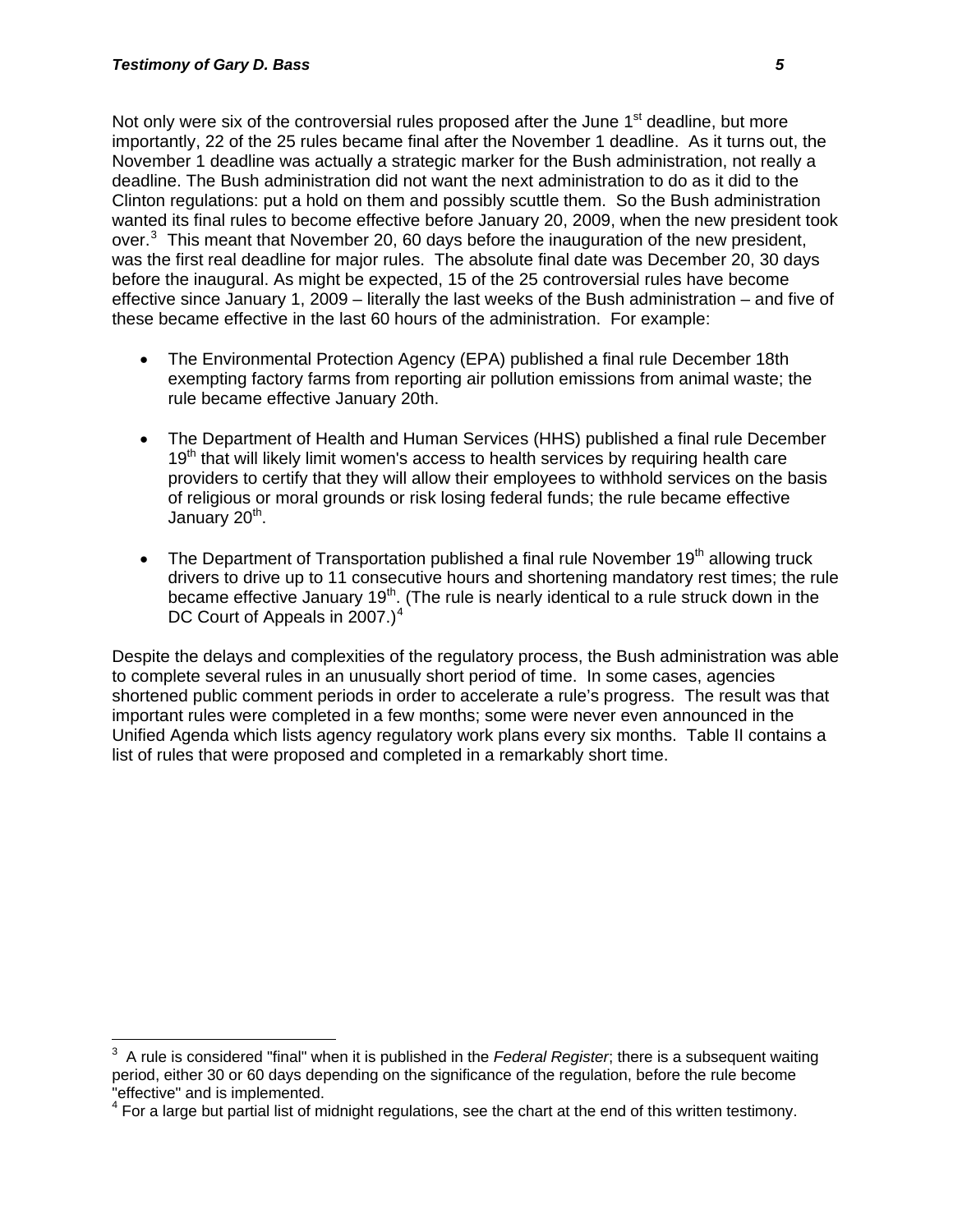Not only were six of the controversial rules proposed after the June 1st deadline, but more importantly, 22 of the 25 rules became final after the November 1 deadline. As it turns out, the November 1 deadline was actually a strategic marker for the Bush administration, not really a deadline. The Bush administration did not want the next administration to do as it did to the Clinton regulations: put a hold on them and possibly scuttle them. So the Bush administration wanted its final rules to become effective before January 20, 2009, when the new president took over.[3] This meant that November 20, 60 days before the inauguration of the new president, was the first real deadline for major rules. The absolute final date was December 20, 30 days before the inaugural. As might be expected, 15 of the 25 controversial rules have become effective since January 1, 2009 – literally the last weeks of the Bush administration – and five of these became effective in the last 60 hours of the administration. For example:

- The Environmental Protection Agency (EPA) published a final rule December 18th exempting factory farms from reporting air pollution emissions from animal waste; the rule became effective January 20th.
- The Department of Health and Human Services (HHS) published a final rule December 19th that will likely limit women's access to health services by requiring health care providers to certify that they will allow their employees to withhold services on the basis of religious or moral grounds or risk losing federal funds; the rule became effective January 20th.
- The Department of Transportation published a final rule November 19th allowing truck drivers to drive up to 11 consecutive hours and shortening mandatory rest times; the rule became effective January 19th. (The rule is nearly identical to a rule struck down in the DC Court of Appeals in 2007.)[4]

Despite the delays and complexities of the regulatory process, the Bush administration was able to complete several rules in an unusually short period of time. In some cases, agencies shortened public comment periods in order to accelerate a rule's progress. The result was that important rules were completed in a few months; some were never even announced in the Unified Agenda which lists agency regulatory work plans every six months. Table II contains a list of rules that were proposed and completed in a remarkably short time.

---

[3] A rule is considered "final" when it is published in the *Federal Register*; there is a subsequent waiting period, either 30 or 60 days depending on the significance of the regulation, before the rule become "effective" and is implemented.

[4] For a large but partial list of midnight regulations, see the chart at the end of this written testimony.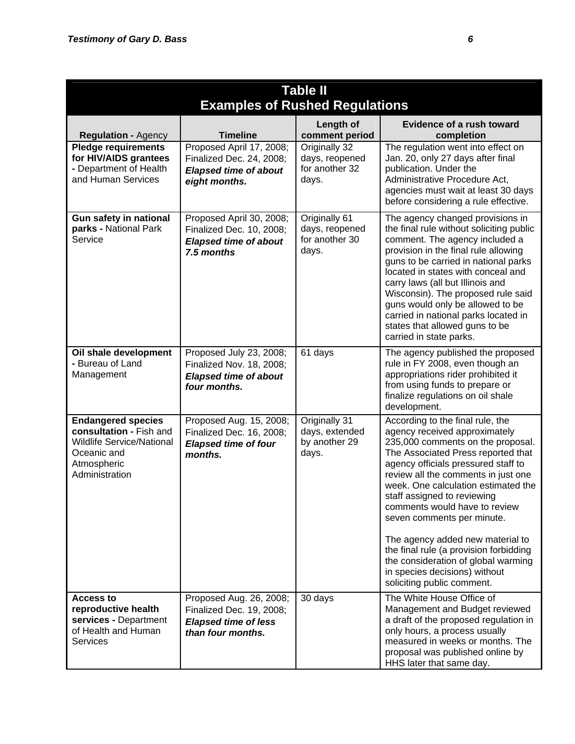**Table II**
**Examples of Rushed Regulations**

| **Regulation -** Agency | **Timeline** | **Length of comment period** | **Evidence of a rush toward completion** |
|---|---|---|---|
| **Pledge requirements for HIV/AIDS grantees -** Department of Health and Human Services | Proposed April 17, 2008; Finalized Dec. 24, 2008; ***Elapsed time of about eight months.*** | Originally 32 days, reopened for another 32 days. | The regulation went into effect on Jan. 20, only 27 days after final publication. Under the Administrative Procedure Act, agencies must wait at least 30 days before considering a rule effective. |
| **Gun safety in national parks -** National Park Service | Proposed April 30, 2008; Finalized Dec. 10, 2008; ***Elapsed time of about 7.5 months*** | Originally 61 days, reopened for another 30 days. | The agency changed provisions in the final rule without soliciting public comment. The agency included a provision in the final rule allowing guns to be carried in national parks located in states with conceal and carry laws (all but Illinois and Wisconsin). The proposed rule said guns would only be allowed to be carried in national parks located in states that allowed guns to be carried in state parks. |
| **Oil shale development -** Bureau of Land Management | Proposed July 23, 2008; Finalized Nov. 18, 2008; ***Elapsed time of about four months.*** | 61 days | The agency published the proposed rule in FY 2008, even though an appropriations rider prohibited it from using funds to prepare or finalize regulations on oil shale development. |
| **Endangered species consultation -** Fish and Wildlife Service/National Oceanic and Atmospheric Administration | Proposed Aug. 15, 2008; Finalized Dec. 16, 2008; ***Elapsed time of four months.*** | Originally 31 days, extended by another 29 days. | According to the final rule, the agency received approximately 235,000 comments on the proposal. The Associated Press reported that agency officials pressured staff to review all the comments in just one week. One calculation estimated the staff assigned to reviewing comments would have to review seven comments per minute. <br><br> The agency added new material to the final rule (a provision forbidding the consideration of global warming in species decisions) without soliciting public comment. |
| **Access to reproductive health services -** Department of Health and Human Services | Proposed Aug. 26, 2008; Finalized Dec. 19, 2008; ***Elapsed time of less than four months.*** | 30 days | The White House Office of Management and Budget reviewed a draft of the proposed regulation in only hours, a process usually measured in weeks or months. The proposal was published online by HHS later that same day. |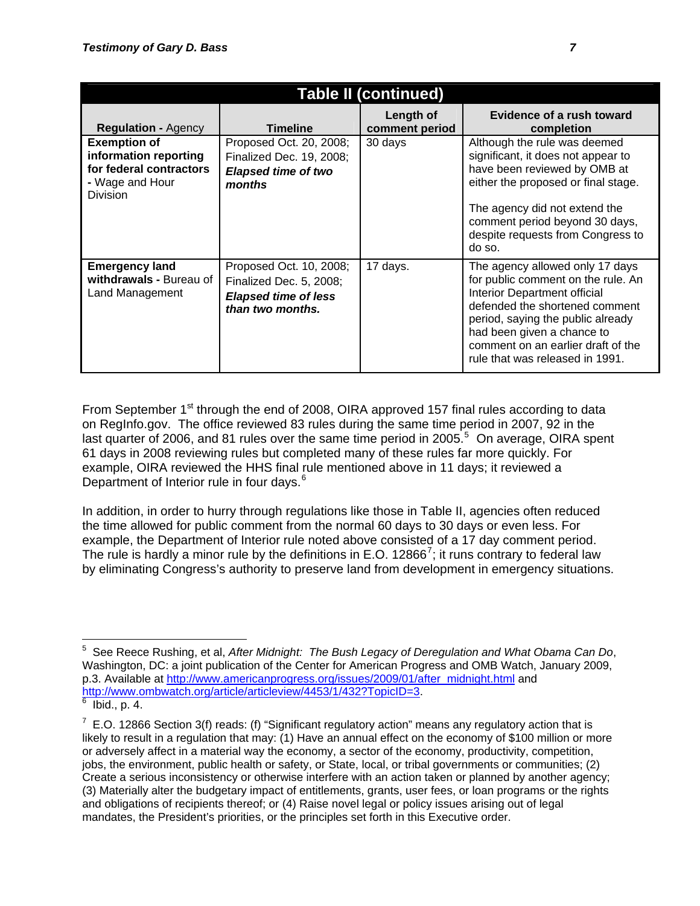| Table II (continued) | | | |
|---|---|---|---|
| **Regulation -** Agency | **Timeline** | **Length of comment period** | **Evidence of a rush toward completion** |
| **Exemption of information reporting for federal contractors -** Wage and Hour Division | Proposed Oct. 20, 2008; Finalized Dec. 19, 2008; ***Elapsed time of two months*** | 30 days | Although the rule was deemed significant, it does not appear to have been reviewed by OMB at either the proposed or final stage.<br><br>The agency did not extend the comment period beyond 30 days, despite requests from Congress to do so. |
| **Emergency land withdrawals -** Bureau of Land Management | Proposed Oct. 10, 2008; Finalized Dec. 5, 2008; ***Elapsed time of less than two months.*** | 17 days. | The agency allowed only 17 days for public comment on the rule. An Interior Department official defended the shortened comment period, saying the public already had been given a chance to comment on an earlier draft of the rule that was released in 1991. |

From September 1st through the end of 2008, OIRA approved 157 final rules according to data on RegInfo.gov. The office reviewed 83 rules during the same time period in 2007, 92 in the last quarter of 2006, and 81 rules over the same time period in 2005.[5] On average, OIRA spent 61 days in 2008 reviewing rules but completed many of these rules far more quickly. For example, OIRA reviewed the HHS final rule mentioned above in 11 days; it reviewed a Department of Interior rule in four days.[6]

In addition, in order to hurry through regulations like those in Table II, agencies often reduced the time allowed for public comment from the normal 60 days to 30 days or even less. For example, the Department of Interior rule noted above consisted of a 17 day comment period. The rule is hardly a minor rule by the definitions in E.O. 12866[7]; it runs contrary to federal law by eliminating Congress's authority to preserve land from development in emergency situations.

---

[5] See Reece Rushing, et al, *After Midnight: The Bush Legacy of Deregulation and What Obama Can Do*, Washington, DC: a joint publication of the Center for American Progress and OMB Watch, January 2009, p.3. Available at http://www.americanprogress.org/issues/2009/01/after_midnight.html and http://www.ombwatch.org/article/articleview/4453/1/432?TopicID=3.

[6] Ibid., p. 4.

[7] E.O. 12866 Section 3(f) reads: (f) "Significant regulatory action" means any regulatory action that is likely to result in a regulation that may: (1) Have an annual effect on the economy of $100 million or more or adversely affect in a material way the economy, a sector of the economy, productivity, competition, jobs, the environment, public health or safety, or State, local, or tribal governments or communities; (2) Create a serious inconsistency or otherwise interfere with an action taken or planned by another agency; (3) Materially alter the budgetary impact of entitlements, grants, user fees, or loan programs or the rights and obligations of recipients thereof; or (4) Raise novel legal or policy issues arising out of legal mandates, the President's priorities, or the principles set forth in this Executive order.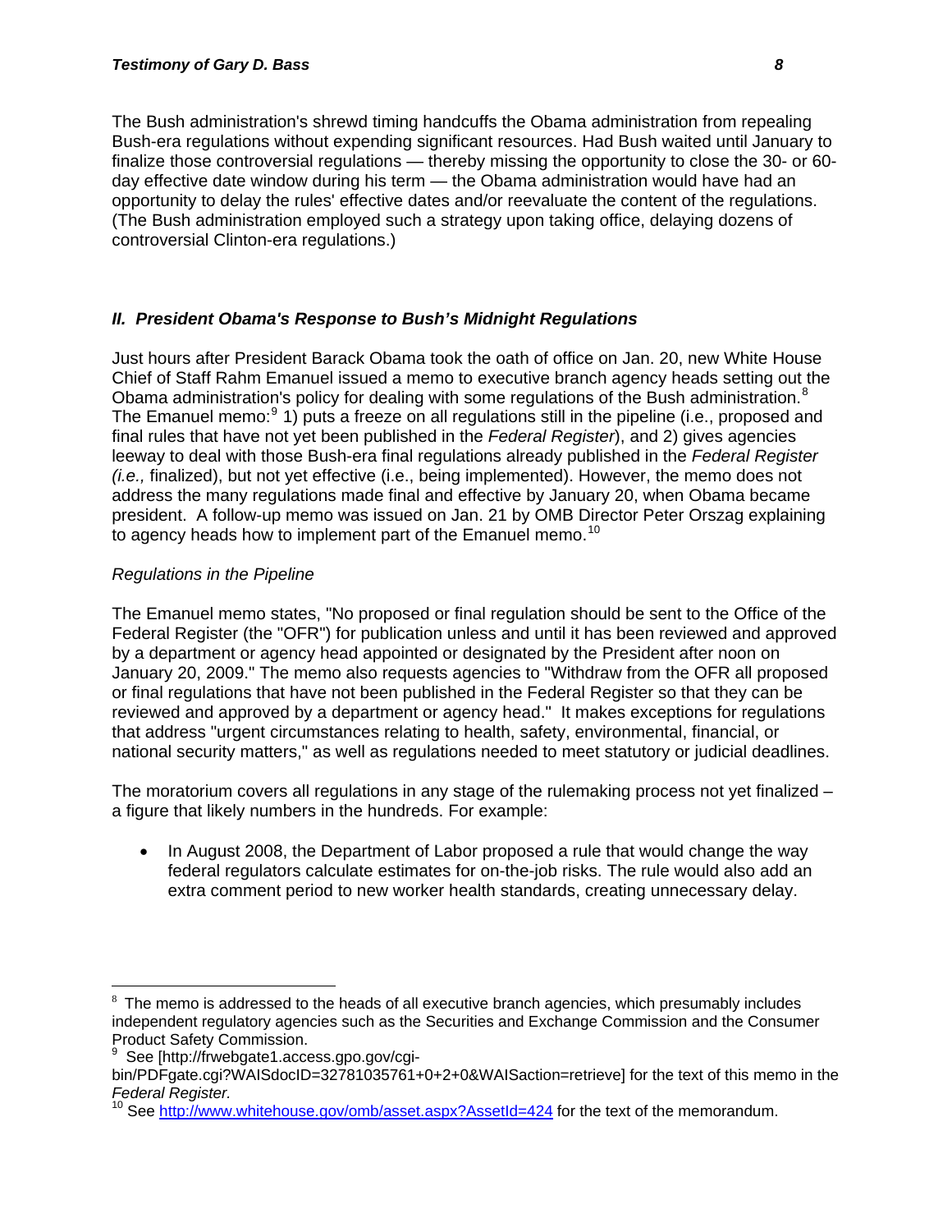The Bush administration's shrewd timing handcuffs the Obama administration from repealing Bush-era regulations without expending significant resources. Had Bush waited until January to finalize those controversial regulations — thereby missing the opportunity to close the 30- or 60-day effective date window during his term — the Obama administration would have had an opportunity to delay the rules' effective dates and/or reevaluate the content of the regulations. (The Bush administration employed such a strategy upon taking office, delaying dozens of controversial Clinton-era regulations.)

## *II. President Obama's Response to Bush's Midnight Regulations*

Just hours after President Barack Obama took the oath of office on Jan. 20, new White House Chief of Staff Rahm Emanuel issued a memo to executive branch agency heads setting out the Obama administration's policy for dealing with some regulations of the Bush administration.[8] The Emanuel memo:[9] 1) puts a freeze on all regulations still in the pipeline (i.e., proposed and final rules that have not yet been published in the *Federal Register*), and 2) gives agencies leeway to deal with those Bush-era final regulations already published in the *Federal Register (i.e.,* finalized), but not yet effective (i.e., being implemented). However, the memo does not address the many regulations made final and effective by January 20, when Obama became president. A follow-up memo was issued on Jan. 21 by OMB Director Peter Orszag explaining to agency heads how to implement part of the Emanuel memo.[10]

### *Regulations in the Pipeline*

The Emanuel memo states, "No proposed or final regulation should be sent to the Office of the Federal Register (the "OFR") for publication unless and until it has been reviewed and approved by a department or agency head appointed or designated by the President after noon on January 20, 2009." The memo also requests agencies to "Withdraw from the OFR all proposed or final regulations that have not been published in the Federal Register so that they can be reviewed and approved by a department or agency head." It makes exceptions for regulations that address "urgent circumstances relating to health, safety, environmental, financial, or national security matters," as well as regulations needed to meet statutory or judicial deadlines.

The moratorium covers all regulations in any stage of the rulemaking process not yet finalized – a figure that likely numbers in the hundreds. For example:

- In August 2008, the Department of Labor proposed a rule that would change the way federal regulators calculate estimates for on-the-job risks. The rule would also add an extra comment period to new worker health standards, creating unnecessary delay.

---

[8] The memo is addressed to the heads of all executive branch agencies, which presumably includes independent regulatory agencies such as the Securities and Exchange Commission and the Consumer Product Safety Commission.

[9] See [http://frwebgate1.access.gpo.gov/cgi-bin/PDFgate.cgi?WAISdocID=32781035761+0+2+0&WAISaction=retrieve] for the text of this memo in the *Federal Register.*

[10] See http://www.whitehouse.gov/omb/asset.aspx?AssetId=424 for the text of the memorandum.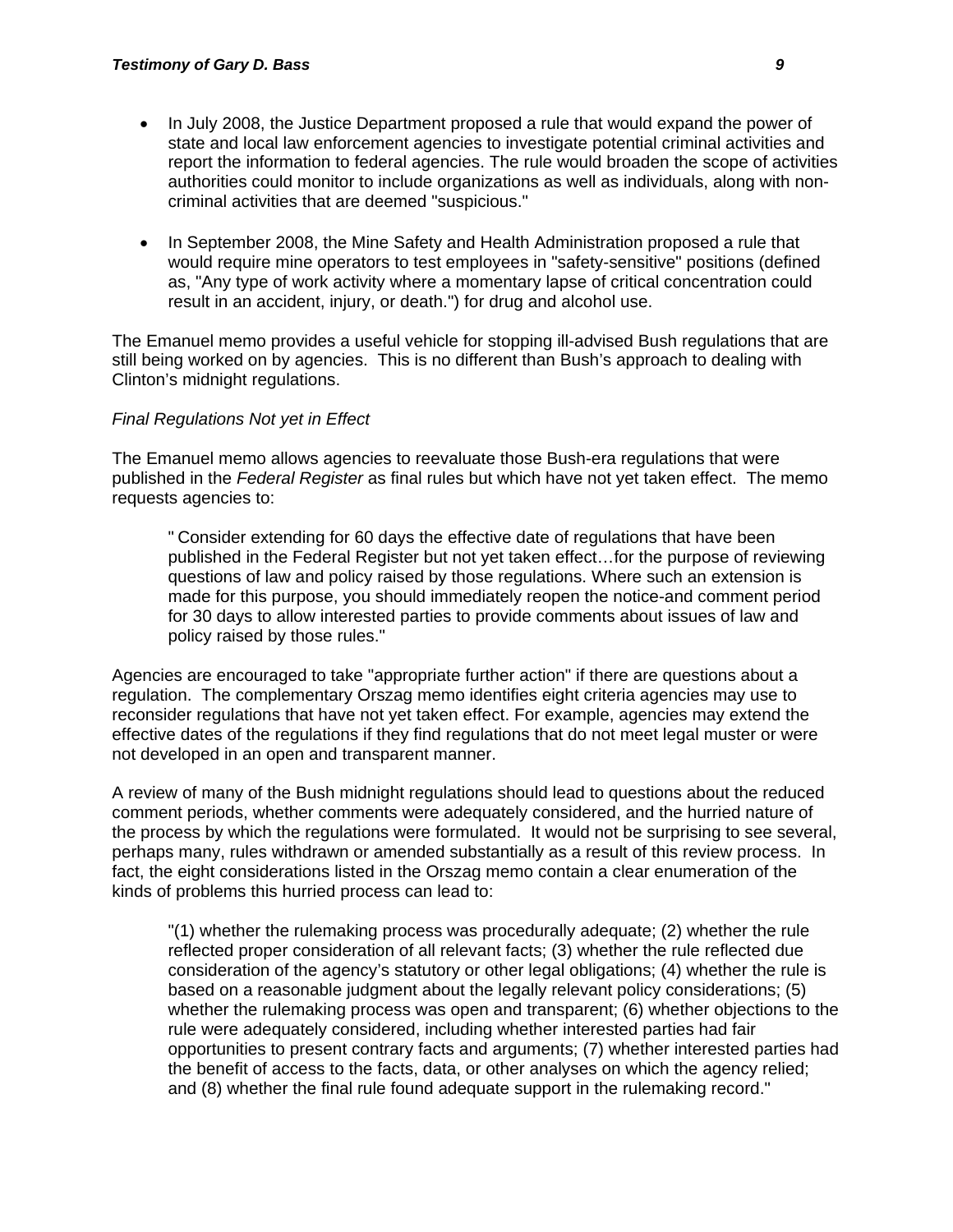- In July 2008, the Justice Department proposed a rule that would expand the power of state and local law enforcement agencies to investigate potential criminal activities and report the information to federal agencies. The rule would broaden the scope of activities authorities could monitor to include organizations as well as individuals, along with non-criminal activities that are deemed "suspicious."

- In September 2008, the Mine Safety and Health Administration proposed a rule that would require mine operators to test employees in "safety-sensitive" positions (defined as, "Any type of work activity where a momentary lapse of critical concentration could result in an accident, injury, or death.") for drug and alcohol use.

The Emanuel memo provides a useful vehicle for stopping ill-advised Bush regulations that are still being worked on by agencies. This is no different than Bush's approach to dealing with Clinton's midnight regulations.

*Final Regulations Not yet in Effect*

The Emanuel memo allows agencies to reevaluate those Bush-era regulations that were published in the *Federal Register* as final rules but which have not yet taken effect. The memo requests agencies to:

> " Consider extending for 60 days the effective date of regulations that have been published in the Federal Register but not yet taken effect…for the purpose of reviewing questions of law and policy raised by those regulations. Where such an extension is made for this purpose, you should immediately reopen the notice-and comment period for 30 days to allow interested parties to provide comments about issues of law and policy raised by those rules."

Agencies are encouraged to take "appropriate further action" if there are questions about a regulation. The complementary Orszag memo identifies eight criteria agencies may use to reconsider regulations that have not yet taken effect. For example, agencies may extend the effective dates of the regulations if they find regulations that do not meet legal muster or were not developed in an open and transparent manner.

A review of many of the Bush midnight regulations should lead to questions about the reduced comment periods, whether comments were adequately considered, and the hurried nature of the process by which the regulations were formulated. It would not be surprising to see several, perhaps many, rules withdrawn or amended substantially as a result of this review process. In fact, the eight considerations listed in the Orszag memo contain a clear enumeration of the kinds of problems this hurried process can lead to:

> "(1) whether the rulemaking process was procedurally adequate; (2) whether the rule reflected proper consideration of all relevant facts; (3) whether the rule reflected due consideration of the agency's statutory or other legal obligations; (4) whether the rule is based on a reasonable judgment about the legally relevant policy considerations; (5) whether the rulemaking process was open and transparent; (6) whether objections to the rule were adequately considered, including whether interested parties had fair opportunities to present contrary facts and arguments; (7) whether interested parties had the benefit of access to the facts, data, or other analyses on which the agency relied; and (8) whether the final rule found adequate support in the rulemaking record."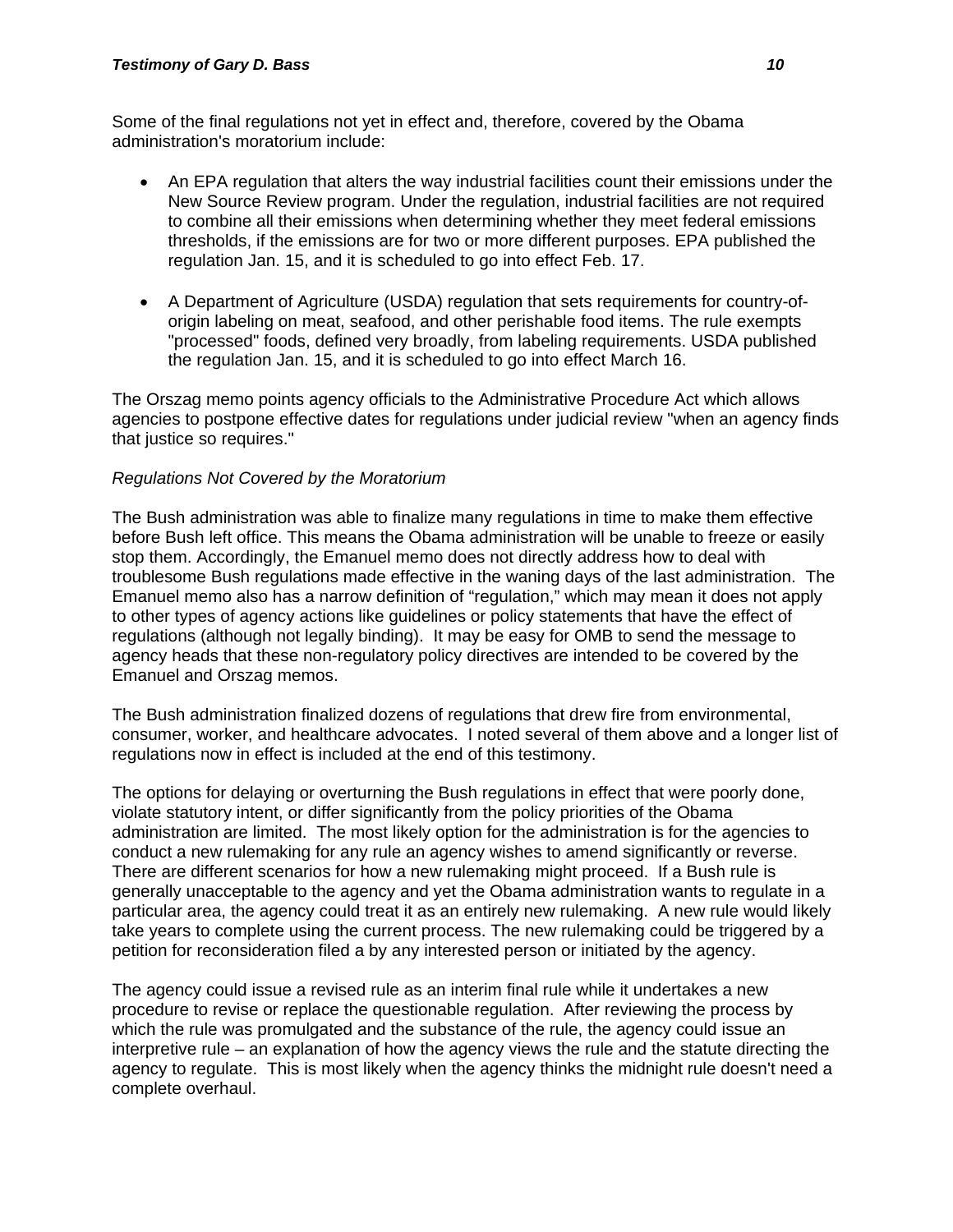Some of the final regulations not yet in effect and, therefore, covered by the Obama administration's moratorium include:

- An EPA regulation that alters the way industrial facilities count their emissions under the New Source Review program. Under the regulation, industrial facilities are not required to combine all their emissions when determining whether they meet federal emissions thresholds, if the emissions are for two or more different purposes. EPA published the regulation Jan. 15, and it is scheduled to go into effect Feb. 17.
- A Department of Agriculture (USDA) regulation that sets requirements for country-of-origin labeling on meat, seafood, and other perishable food items. The rule exempts "processed" foods, defined very broadly, from labeling requirements. USDA published the regulation Jan. 15, and it is scheduled to go into effect March 16.

The Orszag memo points agency officials to the Administrative Procedure Act which allows agencies to postpone effective dates for regulations under judicial review "when an agency finds that justice so requires."

*Regulations Not Covered by the Moratorium*

The Bush administration was able to finalize many regulations in time to make them effective before Bush left office. This means the Obama administration will be unable to freeze or easily stop them. Accordingly, the Emanuel memo does not directly address how to deal with troublesome Bush regulations made effective in the waning days of the last administration. The Emanuel memo also has a narrow definition of "regulation," which may mean it does not apply to other types of agency actions like guidelines or policy statements that have the effect of regulations (although not legally binding). It may be easy for OMB to send the message to agency heads that these non-regulatory policy directives are intended to be covered by the Emanuel and Orszag memos.

The Bush administration finalized dozens of regulations that drew fire from environmental, consumer, worker, and healthcare advocates. I noted several of them above and a longer list of regulations now in effect is included at the end of this testimony.

The options for delaying or overturning the Bush regulations in effect that were poorly done, violate statutory intent, or differ significantly from the policy priorities of the Obama administration are limited. The most likely option for the administration is for the agencies to conduct a new rulemaking for any rule an agency wishes to amend significantly or reverse. There are different scenarios for how a new rulemaking might proceed. If a Bush rule is generally unacceptable to the agency and yet the Obama administration wants to regulate in a particular area, the agency could treat it as an entirely new rulemaking. A new rule would likely take years to complete using the current process. The new rulemaking could be triggered by a petition for reconsideration filed a by any interested person or initiated by the agency.

The agency could issue a revised rule as an interim final rule while it undertakes a new procedure to revise or replace the questionable regulation. After reviewing the process by which the rule was promulgated and the substance of the rule, the agency could issue an interpretive rule – an explanation of how the agency views the rule and the statute directing the agency to regulate. This is most likely when the agency thinks the midnight rule doesn't need a complete overhaul.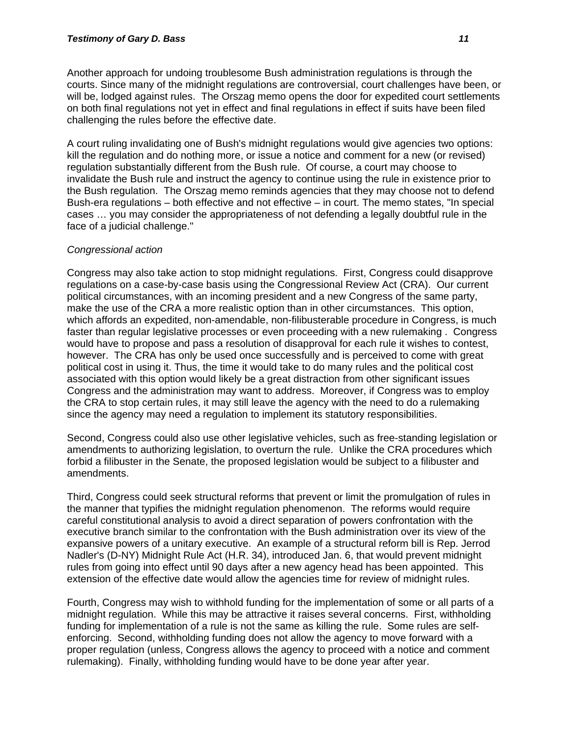Another approach for undoing troublesome Bush administration regulations is through the courts. Since many of the midnight regulations are controversial, court challenges have been, or will be, lodged against rules. The Orszag memo opens the door for expedited court settlements on both final regulations not yet in effect and final regulations in effect if suits have been filed challenging the rules before the effective date.

A court ruling invalidating one of Bush's midnight regulations would give agencies two options: kill the regulation and do nothing more, or issue a notice and comment for a new (or revised) regulation substantially different from the Bush rule. Of course, a court may choose to invalidate the Bush rule and instruct the agency to continue using the rule in existence prior to the Bush regulation. The Orszag memo reminds agencies that they may choose not to defend Bush-era regulations – both effective and not effective – in court. The memo states, "In special cases … you may consider the appropriateness of not defending a legally doubtful rule in the face of a judicial challenge."

*Congressional action*

Congress may also take action to stop midnight regulations. First, Congress could disapprove regulations on a case-by-case basis using the Congressional Review Act (CRA). Our current political circumstances, with an incoming president and a new Congress of the same party, make the use of the CRA a more realistic option than in other circumstances. This option, which affords an expedited, non-amendable, non-filibusterable procedure in Congress, is much faster than regular legislative processes or even proceeding with a new rulemaking . Congress would have to propose and pass a resolution of disapproval for each rule it wishes to contest, however. The CRA has only be used once successfully and is perceived to come with great political cost in using it. Thus, the time it would take to do many rules and the political cost associated with this option would likely be a great distraction from other significant issues Congress and the administration may want to address. Moreover, if Congress was to employ the CRA to stop certain rules, it may still leave the agency with the need to do a rulemaking since the agency may need a regulation to implement its statutory responsibilities.

Second, Congress could also use other legislative vehicles, such as free-standing legislation or amendments to authorizing legislation, to overturn the rule. Unlike the CRA procedures which forbid a filibuster in the Senate, the proposed legislation would be subject to a filibuster and amendments.

Third, Congress could seek structural reforms that prevent or limit the promulgation of rules in the manner that typifies the midnight regulation phenomenon. The reforms would require careful constitutional analysis to avoid a direct separation of powers confrontation with the executive branch similar to the confrontation with the Bush administration over its view of the expansive powers of a unitary executive. An example of a structural reform bill is Rep. Jerrod Nadler's (D-NY) Midnight Rule Act (H.R. 34), introduced Jan. 6, that would prevent midnight rules from going into effect until 90 days after a new agency head has been appointed. This extension of the effective date would allow the agencies time for review of midnight rules.

Fourth, Congress may wish to withhold funding for the implementation of some or all parts of a midnight regulation. While this may be attractive it raises several concerns. First, withholding funding for implementation of a rule is not the same as killing the rule. Some rules are self-enforcing. Second, withholding funding does not allow the agency to move forward with a proper regulation (unless, Congress allows the agency to proceed with a notice and comment rulemaking). Finally, withholding funding would have to be done year after year.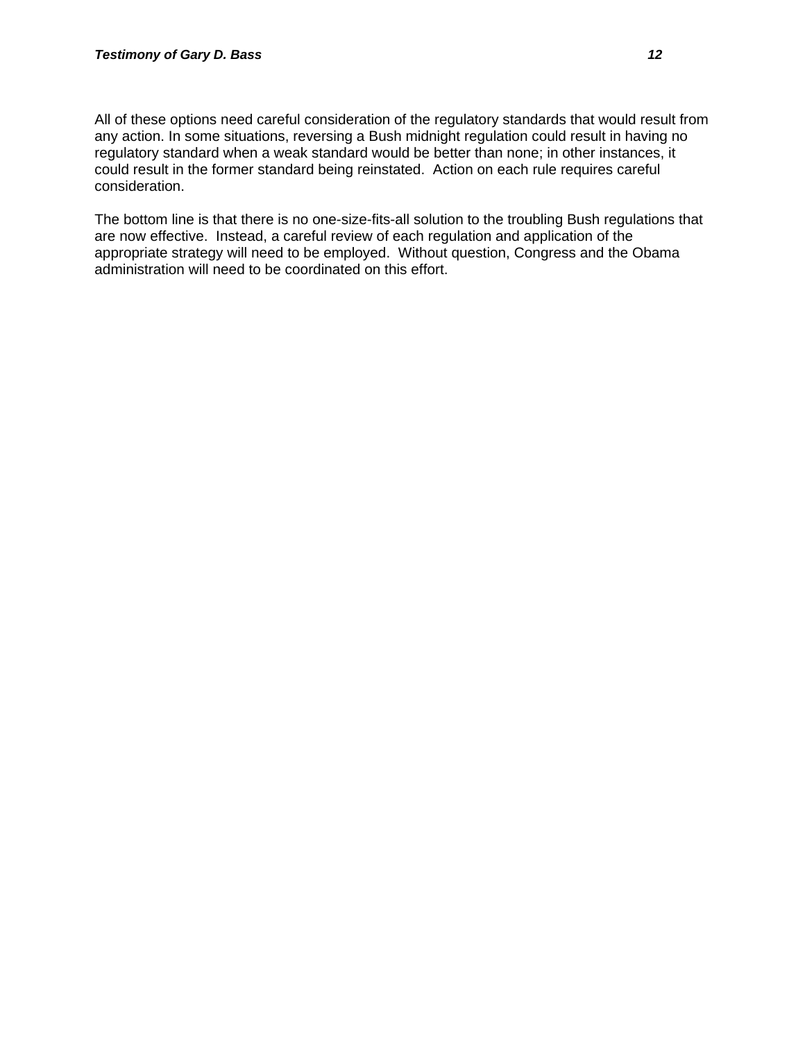All of these options need careful consideration of the regulatory standards that would result from any action. In some situations, reversing a Bush midnight regulation could result in having no regulatory standard when a weak standard would be better than none; in other instances, it could result in the former standard being reinstated. Action on each rule requires careful consideration.

The bottom line is that there is no one-size-fits-all solution to the troubling Bush regulations that are now effective. Instead, a careful review of each regulation and application of the appropriate strategy will need to be employed. Without question, Congress and the Obama administration will need to be coordinated on this effort.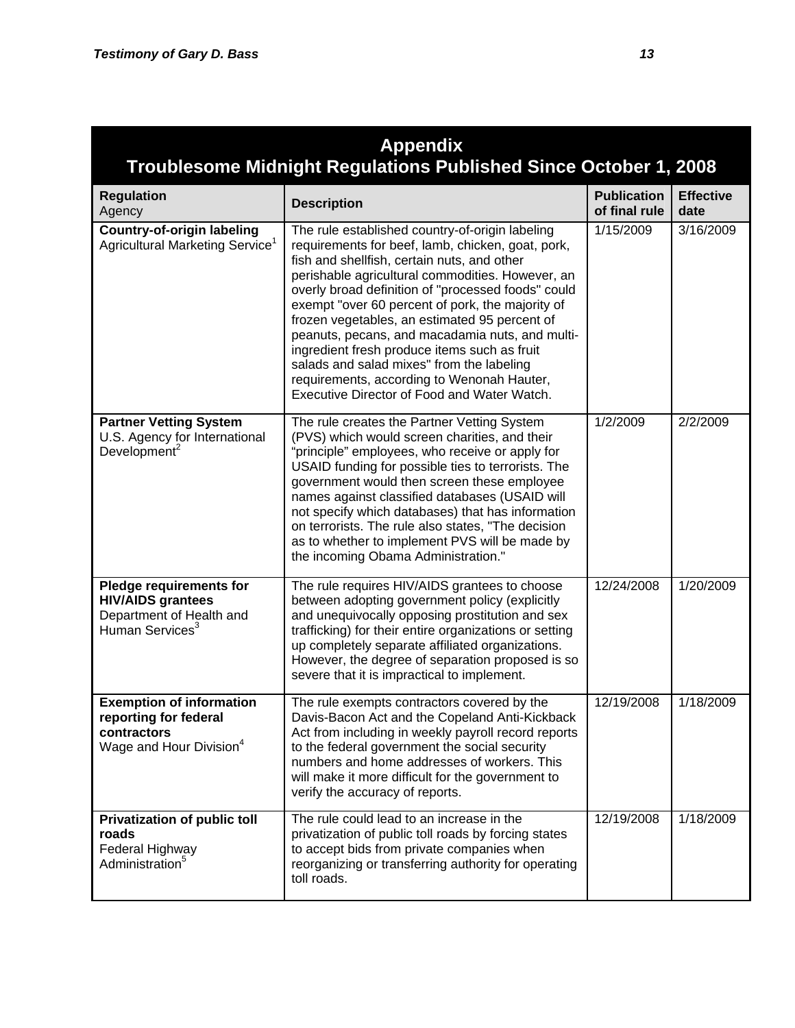## Appendix
## Troublesome Midnight Regulations Published Since October 1, 2008

| **Regulation** Agency | **Description** | **Publication of final rule** | **Effective date** |
|---|---|---|---|
| **Country-of-origin labeling** Agricultural Marketing Service[1] | The rule established country-of-origin labeling requirements for beef, lamb, chicken, goat, pork, fish and shellfish, certain nuts, and other perishable agricultural commodities. However, an overly broad definition of "processed foods" could exempt "over 60 percent of pork, the majority of frozen vegetables, an estimated 95 percent of peanuts, pecans, and macadamia nuts, and multi-ingredient fresh produce items such as fruit salads and salad mixes" from the labeling requirements, according to Wenonah Hauter, Executive Director of Food and Water Watch. | 1/15/2009 | 3/16/2009 |
| **Partner Vetting System** U.S. Agency for International Development[2] | The rule creates the Partner Vetting System (PVS) which would screen charities, and their "principle" employees, who receive or apply for USAID funding for possible ties to terrorists. The government would then screen these employee names against classified databases (USAID will not specify which databases) that has information on terrorists. The rule also states, "The decision as to whether to implement PVS will be made by the incoming Obama Administration." | 1/2/2009 | 2/2/2009 |
| **Pledge requirements for HIV/AIDS grantees** Department of Health and Human Services[3] | The rule requires HIV/AIDS grantees to choose between adopting government policy (explicitly and unequivocally opposing prostitution and sex trafficking) for their entire organizations or setting up completely separate affiliated organizations. However, the degree of separation proposed is so severe that it is impractical to implement. | 12/24/2008 | 1/20/2009 |
| **Exemption of information reporting for federal contractors** Wage and Hour Division[4] | The rule exempts contractors covered by the Davis-Bacon Act and the Copeland Anti-Kickback Act from including in weekly payroll record reports to the federal government the social security numbers and home addresses of workers. This will make it more difficult for the government to verify the accuracy of reports. | 12/19/2008 | 1/18/2009 |
| **Privatization of public toll roads** Federal Highway Administration[5] | The rule could lead to an increase in the privatization of public toll roads by forcing states to accept bids from private companies when reorganizing or transferring authority for operating toll roads. | 12/19/2008 | 1/18/2009 |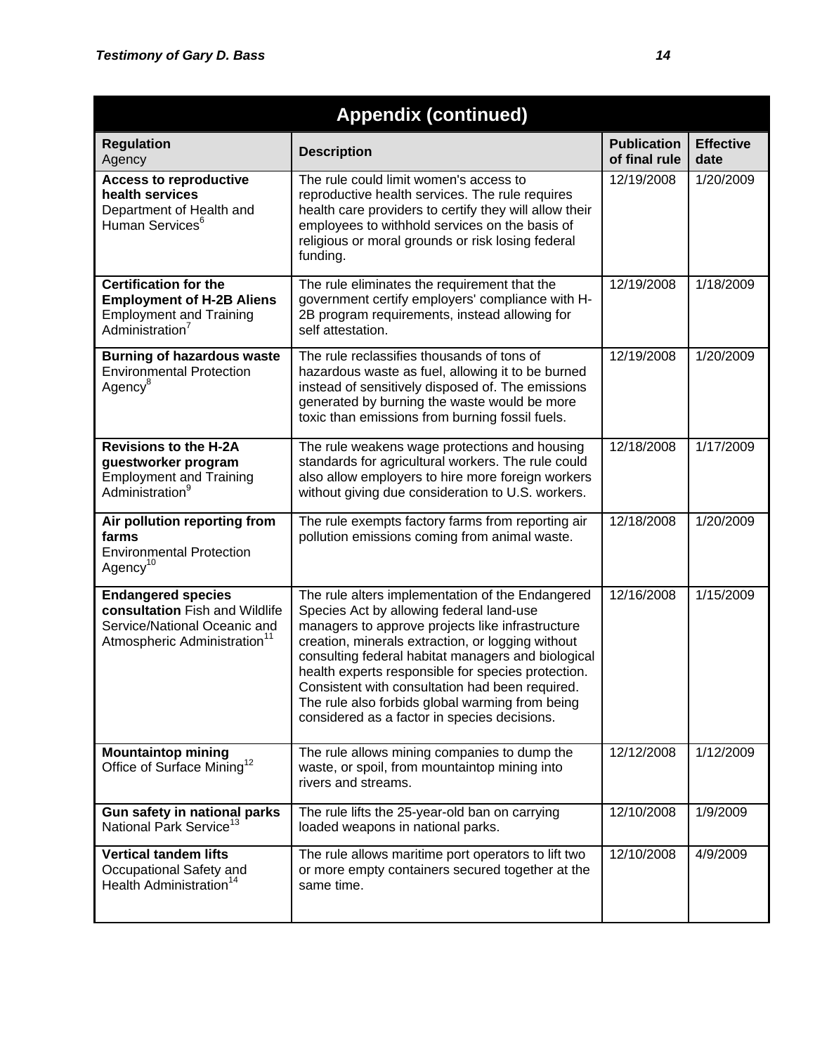| Appendix (continued) | | | |
|---|---|---|---|
| **Regulation** Agency | **Description** | **Publication of final rule** | **Effective date** |
| **Access to reproductive health services** Department of Health and Human Services[6] | The rule could limit women's access to reproductive health services. The rule requires health care providers to certify they will allow their employees to withhold services on the basis of religious or moral grounds or risk losing federal funding. | 12/19/2008 | 1/20/2009 |
| **Certification for the Employment of H-2B Aliens** Employment and Training Administration[7] | The rule eliminates the requirement that the government certify employers' compliance with H-2B program requirements, instead allowing for self attestation. | 12/19/2008 | 1/18/2009 |
| **Burning of hazardous waste** Environmental Protection Agency[8] | The rule reclassifies thousands of tons of hazardous waste as fuel, allowing it to be burned instead of sensitively disposed of. The emissions generated by burning the waste would be more toxic than emissions from burning fossil fuels. | 12/19/2008 | 1/20/2009 |
| **Revisions to the H-2A guestworker program** Employment and Training Administration[9] | The rule weakens wage protections and housing standards for agricultural workers. The rule could also allow employers to hire more foreign workers without giving due consideration to U.S. workers. | 12/18/2008 | 1/17/2009 |
| **Air pollution reporting from farms** Environmental Protection Agency[10] | The rule exempts factory farms from reporting air pollution emissions coming from animal waste. | 12/18/2008 | 1/20/2009 |
| **Endangered species consultation** Fish and Wildlife Service/National Oceanic and Atmospheric Administration[11] | The rule alters implementation of the Endangered Species Act by allowing federal land-use managers to approve projects like infrastructure creation, minerals extraction, or logging without consulting federal habitat managers and biological health experts responsible for species protection. Consistent with consultation had been required. The rule also forbids global warming from being considered as a factor in species decisions. | 12/16/2008 | 1/15/2009 |
| **Mountaintop mining** Office of Surface Mining[12] | The rule allows mining companies to dump the waste, or spoil, from mountaintop mining into rivers and streams. | 12/12/2008 | 1/12/2009 |
| **Gun safety in national parks** National Park Service[13] | The rule lifts the 25-year-old ban on carrying loaded weapons in national parks. | 12/10/2008 | 1/9/2009 |
| **Vertical tandem lifts** Occupational Safety and Health Administration[14] | The rule allows maritime port operators to lift two or more empty containers secured together at the same time. | 12/10/2008 | 4/9/2009 |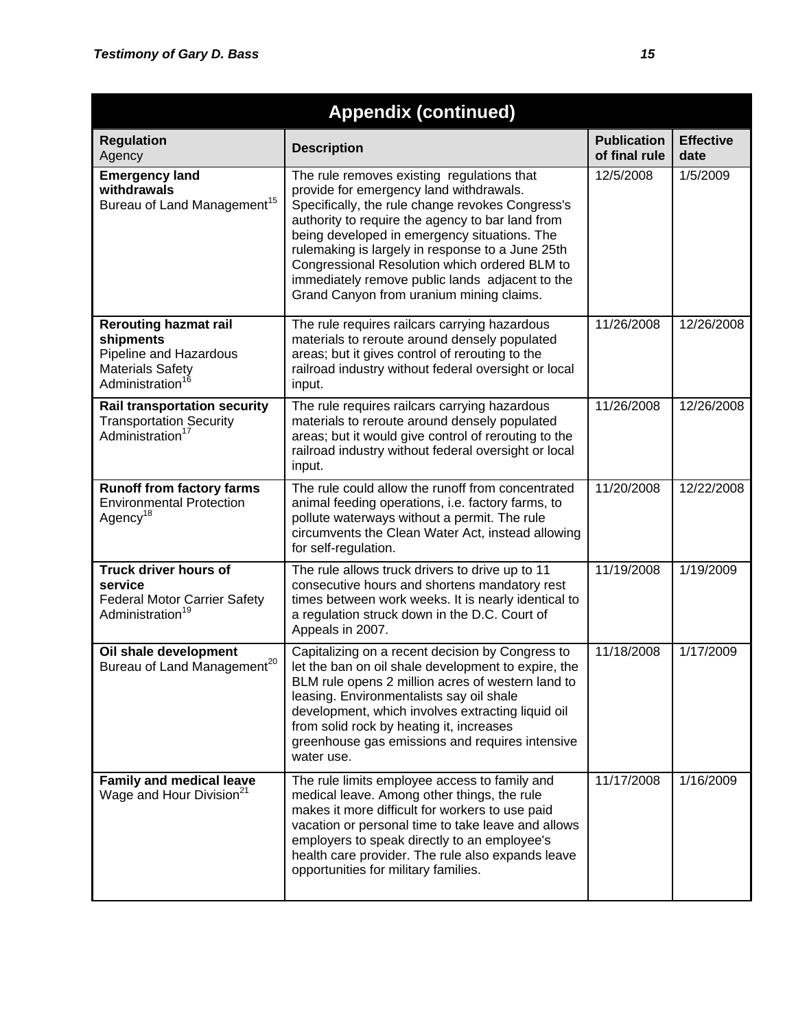## Appendix (continued)

| **Regulation** Agency | **Description** | **Publication of final rule** | **Effective date** |
|---|---|---|---|
| **Emergency land withdrawals** Bureau of Land Management[15] | The rule removes existing regulations that provide for emergency land withdrawals. Specifically, the rule change revokes Congress's authority to require the agency to bar land from being developed in emergency situations. The rulemaking is largely in response to a June 25th Congressional Resolution which ordered BLM to immediately remove public lands adjacent to the Grand Canyon from uranium mining claims. | 12/5/2008 | 1/5/2009 |
| **Rerouting hazmat rail shipments** Pipeline and Hazardous Materials Safety Administration[16] | The rule requires railcars carrying hazardous materials to reroute around densely populated areas; but it gives control of rerouting to the railroad industry without federal oversight or local input. | 11/26/2008 | 12/26/2008 |
| **Rail transportation security** Transportation Security Administration[17] | The rule requires railcars carrying hazardous materials to reroute around densely populated areas; but it would give control of rerouting to the railroad industry without federal oversight or local input. | 11/26/2008 | 12/26/2008 |
| **Runoff from factory farms** Environmental Protection Agency[18] | The rule could allow the runoff from concentrated animal feeding operations, i.e. factory farms, to pollute waterways without a permit. The rule circumvents the Clean Water Act, instead allowing for self-regulation. | 11/20/2008 | 12/22/2008 |
| **Truck driver hours of service** Federal Motor Carrier Safety Administration[19] | The rule allows truck drivers to drive up to 11 consecutive hours and shortens mandatory rest times between work weeks. It is nearly identical to a regulation struck down in the D.C. Court of Appeals in 2007. | 11/19/2008 | 1/19/2009 |
| **Oil shale development** Bureau of Land Management[20] | Capitalizing on a recent decision by Congress to let the ban on oil shale development to expire, the BLM rule opens 2 million acres of western land to leasing. Environmentalists say oil shale development, which involves extracting liquid oil from solid rock by heating it, increases greenhouse gas emissions and requires intensive water use. | 11/18/2008 | 1/17/2009 |
| **Family and medical leave** Wage and Hour Division[21] | The rule limits employee access to family and medical leave. Among other things, the rule makes it more difficult for workers to use paid vacation or personal time to take leave and allows employers to speak directly to an employee's health care provider. The rule also expands leave opportunities for military families. | 11/17/2008 | 1/16/2009 |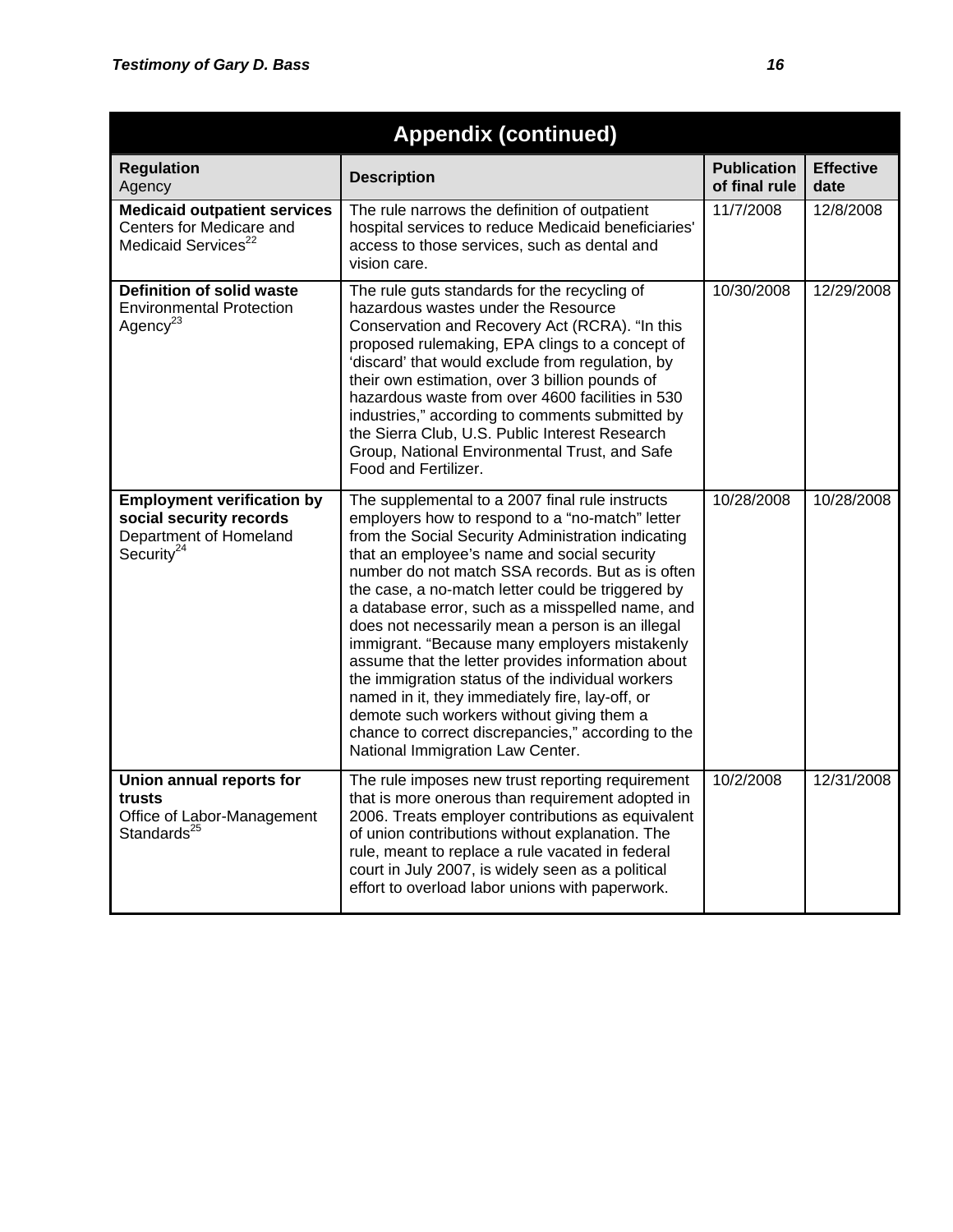| Appendix (continued) | | | |
|---|---|---|---|
| **Regulation** Agency | **Description** | **Publication of final rule** | **Effective date** |
| **Medicaid outpatient services** Centers for Medicare and Medicaid Services[22] | The rule narrows the definition of outpatient hospital services to reduce Medicaid beneficiaries' access to those services, such as dental and vision care. | 11/7/2008 | 12/8/2008 |
| **Definition of solid waste** Environmental Protection Agency[23] | The rule guts standards for the recycling of hazardous wastes under the Resource Conservation and Recovery Act (RCRA). "In this proposed rulemaking, EPA clings to a concept of 'discard' that would exclude from regulation, by their own estimation, over 3 billion pounds of hazardous waste from over 4600 facilities in 530 industries," according to comments submitted by the Sierra Club, U.S. Public Interest Research Group, National Environmental Trust, and Safe Food and Fertilizer. | 10/30/2008 | 12/29/2008 |
| **Employment verification by social security records** Department of Homeland Security[24] | The supplemental to a 2007 final rule instructs employers how to respond to a "no-match" letter from the Social Security Administration indicating that an employee's name and social security number do not match SSA records. But as is often the case, a no-match letter could be triggered by a database error, such as a misspelled name, and does not necessarily mean a person is an illegal immigrant. "Because many employers mistakenly assume that the letter provides information about the immigration status of the individual workers named in it, they immediately fire, lay-off, or demote such workers without giving them a chance to correct discrepancies," according to the National Immigration Law Center. | 10/28/2008 | 10/28/2008 |
| **Union annual reports for trusts** Office of Labor-Management Standards[25] | The rule imposes new trust reporting requirement that is more onerous than requirement adopted in 2006. Treats employer contributions as equivalent of union contributions without explanation. The rule, meant to replace a rule vacated in federal court in July 2007, is widely seen as a political effort to overload labor unions with paperwork. | 10/2/2008 | 12/31/2008 |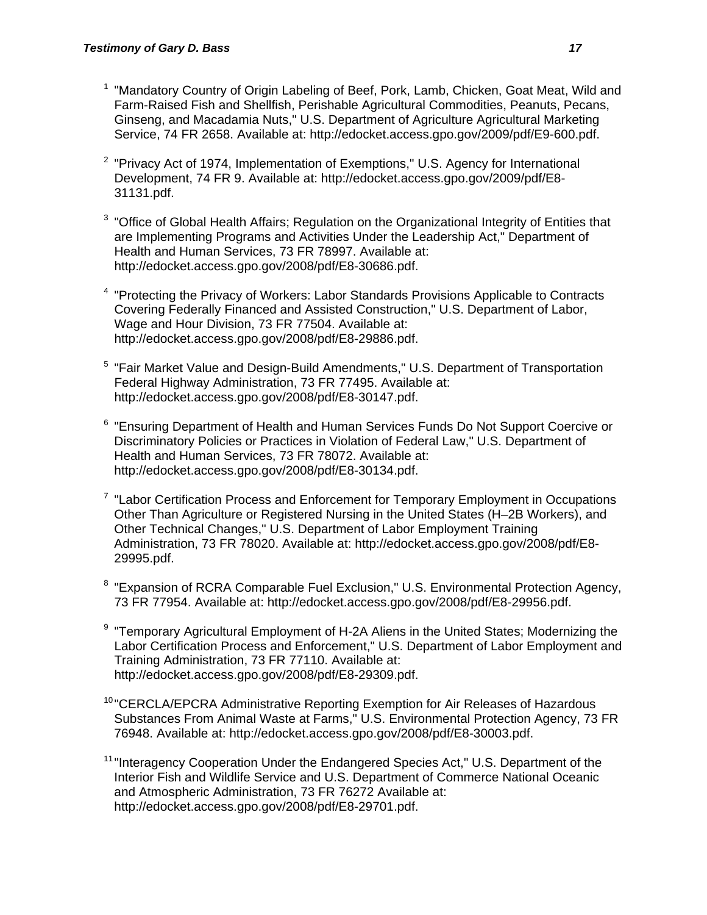[1] "Mandatory Country of Origin Labeling of Beef, Pork, Lamb, Chicken, Goat Meat, Wild and Farm-Raised Fish and Shellfish, Perishable Agricultural Commodities, Peanuts, Pecans, Ginseng, and Macadamia Nuts," U.S. Department of Agriculture Agricultural Marketing Service, 74 FR 2658. Available at: http://edocket.access.gpo.gov/2009/pdf/E9-600.pdf.

[2] "Privacy Act of 1974, Implementation of Exemptions," U.S. Agency for International Development, 74 FR 9. Available at: http://edocket.access.gpo.gov/2009/pdf/E8-31131.pdf.

[3] "Office of Global Health Affairs; Regulation on the Organizational Integrity of Entities that are Implementing Programs and Activities Under the Leadership Act," Department of Health and Human Services, 73 FR 78997. Available at: http://edocket.access.gpo.gov/2008/pdf/E8-30686.pdf.

[4] "Protecting the Privacy of Workers: Labor Standards Provisions Applicable to Contracts Covering Federally Financed and Assisted Construction," U.S. Department of Labor, Wage and Hour Division, 73 FR 77504. Available at: http://edocket.access.gpo.gov/2008/pdf/E8-29886.pdf.

[5] "Fair Market Value and Design-Build Amendments," U.S. Department of Transportation Federal Highway Administration, 73 FR 77495. Available at: http://edocket.access.gpo.gov/2008/pdf/E8-30147.pdf.

[6] "Ensuring Department of Health and Human Services Funds Do Not Support Coercive or Discriminatory Policies or Practices in Violation of Federal Law," U.S. Department of Health and Human Services, 73 FR 78072. Available at: http://edocket.access.gpo.gov/2008/pdf/E8-30134.pdf.

[7] "Labor Certification Process and Enforcement for Temporary Employment in Occupations Other Than Agriculture or Registered Nursing in the United States (H–2B Workers), and Other Technical Changes," U.S. Department of Labor Employment Training Administration, 73 FR 78020. Available at: http://edocket.access.gpo.gov/2008/pdf/E8-29995.pdf.

[8] "Expansion of RCRA Comparable Fuel Exclusion," U.S. Environmental Protection Agency, 73 FR 77954. Available at: http://edocket.access.gpo.gov/2008/pdf/E8-29956.pdf.

[9] "Temporary Agricultural Employment of H-2A Aliens in the United States; Modernizing the Labor Certification Process and Enforcement," U.S. Department of Labor Employment and Training Administration, 73 FR 77110. Available at: http://edocket.access.gpo.gov/2008/pdf/E8-29309.pdf.

[10] "CERCLA/EPCRA Administrative Reporting Exemption for Air Releases of Hazardous Substances From Animal Waste at Farms," U.S. Environmental Protection Agency, 73 FR 76948. Available at: http://edocket.access.gpo.gov/2008/pdf/E8-30003.pdf.

[11] "Interagency Cooperation Under the Endangered Species Act," U.S. Department of the Interior Fish and Wildlife Service and U.S. Department of Commerce National Oceanic and Atmospheric Administration, 73 FR 76272 Available at: http://edocket.access.gpo.gov/2008/pdf/E8-29701.pdf.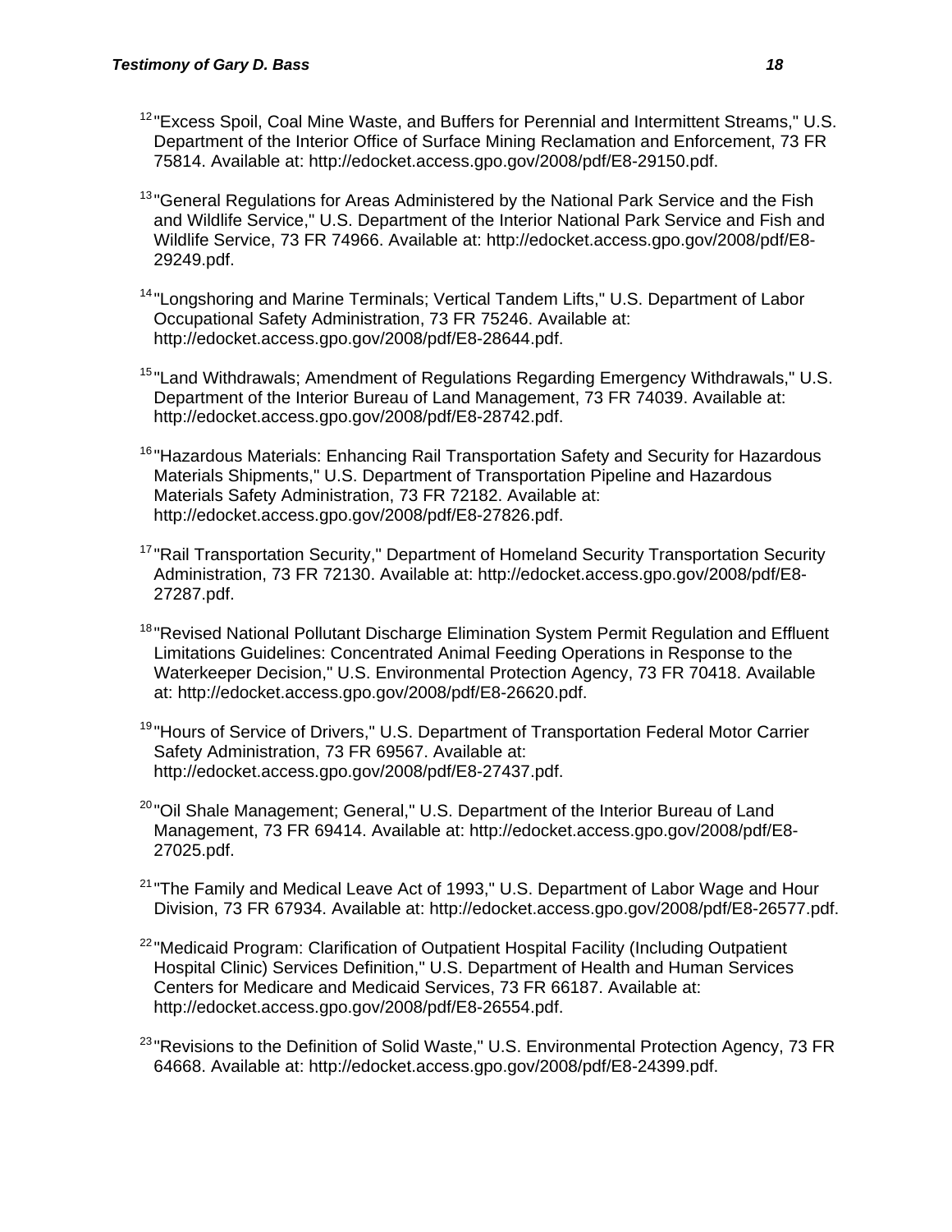[12] "Excess Spoil, Coal Mine Waste, and Buffers for Perennial and Intermittent Streams," U.S. Department of the Interior Office of Surface Mining Reclamation and Enforcement, 73 FR 75814. Available at: http://edocket.access.gpo.gov/2008/pdf/E8-29150.pdf.

[13] "General Regulations for Areas Administered by the National Park Service and the Fish and Wildlife Service," U.S. Department of the Interior National Park Service and Fish and Wildlife Service, 73 FR 74966. Available at: http://edocket.access.gpo.gov/2008/pdf/E8-29249.pdf.

[14] "Longshoring and Marine Terminals; Vertical Tandem Lifts," U.S. Department of Labor Occupational Safety Administration, 73 FR 75246. Available at: http://edocket.access.gpo.gov/2008/pdf/E8-28644.pdf.

[15] "Land Withdrawals; Amendment of Regulations Regarding Emergency Withdrawals," U.S. Department of the Interior Bureau of Land Management, 73 FR 74039. Available at: http://edocket.access.gpo.gov/2008/pdf/E8-28742.pdf.

[16] "Hazardous Materials: Enhancing Rail Transportation Safety and Security for Hazardous Materials Shipments," U.S. Department of Transportation Pipeline and Hazardous Materials Safety Administration, 73 FR 72182. Available at: http://edocket.access.gpo.gov/2008/pdf/E8-27826.pdf.

[17] "Rail Transportation Security," Department of Homeland Security Transportation Security Administration, 73 FR 72130. Available at: http://edocket.access.gpo.gov/2008/pdf/E8-27287.pdf.

[18] "Revised National Pollutant Discharge Elimination System Permit Regulation and Effluent Limitations Guidelines: Concentrated Animal Feeding Operations in Response to the Waterkeeper Decision," U.S. Environmental Protection Agency, 73 FR 70418. Available at: http://edocket.access.gpo.gov/2008/pdf/E8-26620.pdf.

[19] "Hours of Service of Drivers," U.S. Department of Transportation Federal Motor Carrier Safety Administration, 73 FR 69567. Available at: http://edocket.access.gpo.gov/2008/pdf/E8-27437.pdf.

[20] "Oil Shale Management; General," U.S. Department of the Interior Bureau of Land Management, 73 FR 69414. Available at: http://edocket.access.gpo.gov/2008/pdf/E8-27025.pdf.

[21] "The Family and Medical Leave Act of 1993," U.S. Department of Labor Wage and Hour Division, 73 FR 67934. Available at: http://edocket.access.gpo.gov/2008/pdf/E8-26577.pdf.

[22] "Medicaid Program: Clarification of Outpatient Hospital Facility (Including Outpatient Hospital Clinic) Services Definition," U.S. Department of Health and Human Services Centers for Medicare and Medicaid Services, 73 FR 66187. Available at: http://edocket.access.gpo.gov/2008/pdf/E8-26554.pdf.

[23] "Revisions to the Definition of Solid Waste," U.S. Environmental Protection Agency, 73 FR 64668. Available at: http://edocket.access.gpo.gov/2008/pdf/E8-24399.pdf.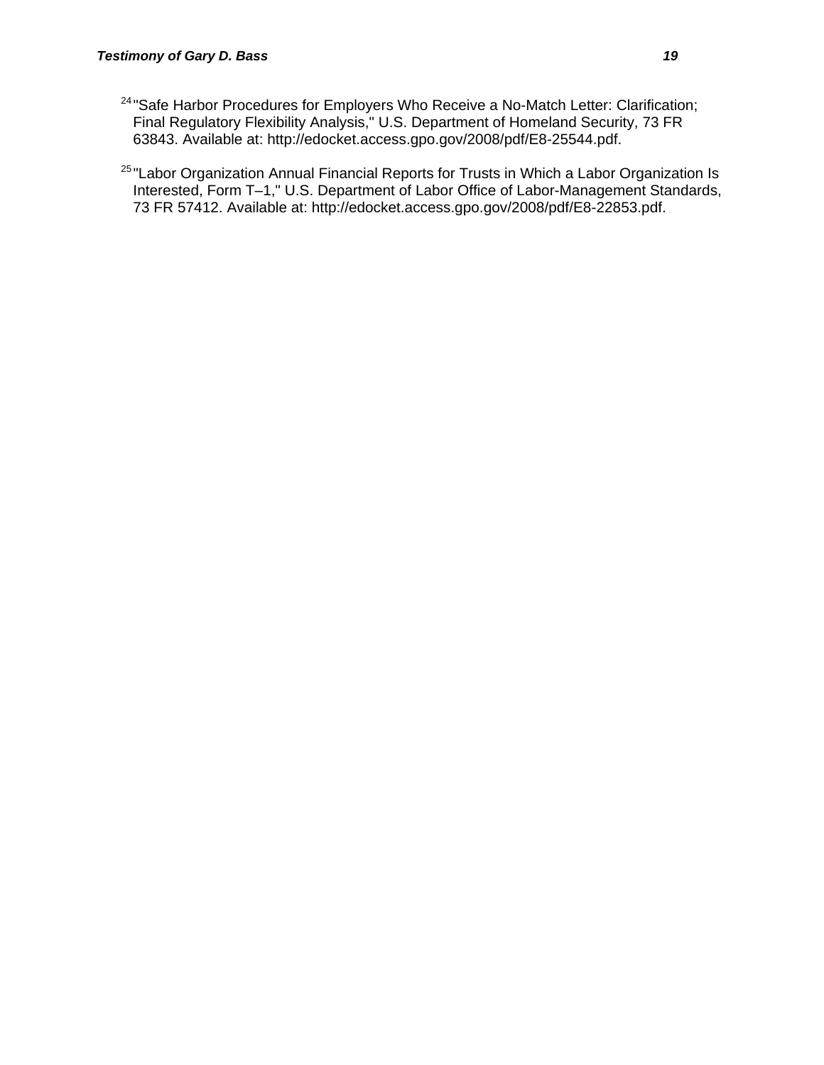[24] "Safe Harbor Procedures for Employers Who Receive a No-Match Letter: Clarification; Final Regulatory Flexibility Analysis," U.S. Department of Homeland Security, 73 FR 63843. Available at: http://edocket.access.gpo.gov/2008/pdf/E8-25544.pdf.

[25] "Labor Organization Annual Financial Reports for Trusts in Which a Labor Organization Is Interested, Form T–1," U.S. Department of Labor Office of Labor-Management Standards, 73 FR 57412. Available at: http://edocket.access.gpo.gov/2008/pdf/E8-22853.pdf.